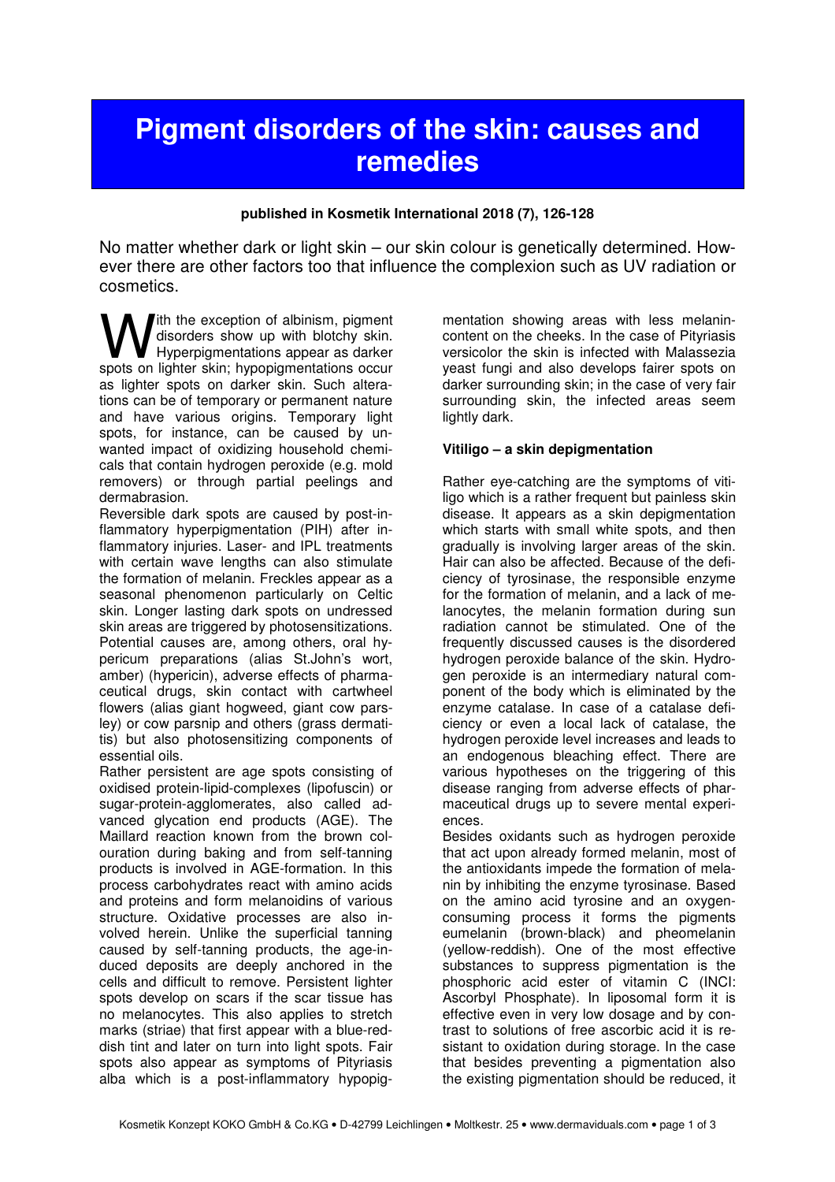# Pigment disorders of the skin: causes and remedies

**published in Kosmetik International 2018 (7), 126-128**

No matter whether dark or light skin – our skin colour is genetically determined. However there are other factors too that influence the complexion such as UV radiation or cosmetics.

With the exception of albinism, pigment disorders show up with blotchy skin. Hyperpigmentations appear as darker spots on lighter skin; hypopigmentations occur as lighter spots on darker skin. Such alterations can be of temporary or permanent nature and have various origins. Temporary light spots, for instance, can be caused by unwanted impact of oxidizing household chemicals that contain hydrogen peroxide (e.g. mold removers) or through partial peelings and dermabrasion.

Reversible dark spots are caused by post-inflammatory hyperpigmentation (PIH) after inflammatory injuries. Laser- and IPL treatments with certain wave lengths can also stimulate the formation of melanin. Freckles appear as a seasonal phenomenon particularly on Celtic skin. Longer lasting dark spots on undressed skin areas are triggered by photosensitizations. Potential causes are, among others, oral hypericum preparations (alias St.John's wort, amber) (hypericin), adverse effects of pharmaceutical drugs, skin contact with cartwheel flowers (alias giant hogweed, giant cow parsley) or cow parsnip and others (grass dermatitis) but also photosensitizing components of essential oils.

Rather persistent are age spots consisting of oxidised protein-lipid-complexes (lipofuscin) or sugar-protein-agglomerates, also called advanced glycation end products (AGE). The Maillard reaction known from the brown colouration during baking and from self-tanning products is involved in AGE-formation. In this process carbohydrates react with amino acids and proteins and form melanoidins of various structure. Oxidative processes are also involved herein. Unlike the superficial tanning caused by self-tanning products, the age-induced deposits are deeply anchored in the cells and difficult to remove. Persistent lighter spots develop on scars if the scar tissue has no melanocytes. This also applies to stretch marks (striae) that first appear with a blue-reddish tint and later on turn into light spots. Fair spots also appear as symptoms of Pityriasis alba which is a post-inflammatory hypopigmentation showing areas with less melanin-content on the cheeks. In the case of Pityriasis versicolor the skin is infected with Malassezia yeast fungi and also develops fairer spots on darker surrounding skin; in the case of very fair surrounding skin, the infected areas seem lightly dark.

### Vitiligo – a skin depigmentation

Rather eye-catching are the symptoms of vitiligo which is a rather frequent but painless skin disease. It appears as a skin depigmentation which starts with small white spots, and then gradually is involving larger areas of the skin. Hair can also be affected. Because of the deficiency of tyrosinase, the responsible enzyme for the formation of melanin, and a lack of melanocytes, the melanin formation during sun radiation cannot be stimulated. One of the frequently discussed causes is the disordered hydrogen peroxide balance of the skin. Hydrogen peroxide is an intermediary natural component of the body which is eliminated by the enzyme catalase. In case of a catalase deficiency or even a local lack of catalase, the hydrogen peroxide level increases and leads to an endogenous bleaching effect. There are various hypotheses on the triggering of this disease ranging from adverse effects of pharmaceutical drugs up to severe mental experiences.

Besides oxidants such as hydrogen peroxide that act upon already formed melanin, most of the antioxidants impede the formation of melanin by inhibiting the enzyme tyrosinase. Based on the amino acid tyrosine and an oxygen-consuming process it forms the pigments eumelanin (brown-black) and pheomelanin (yellow-reddish). One of the most effective substances to suppress pigmentation is the phosphoric acid ester of vitamin C (INCI: Ascorbyl Phosphate). In liposomal form it is effective even in very low dosage and by contrast to solutions of free ascorbic acid it is resistant to oxidation during storage. In the case that besides preventing a pigmentation also the existing pigmentation should be reduced, it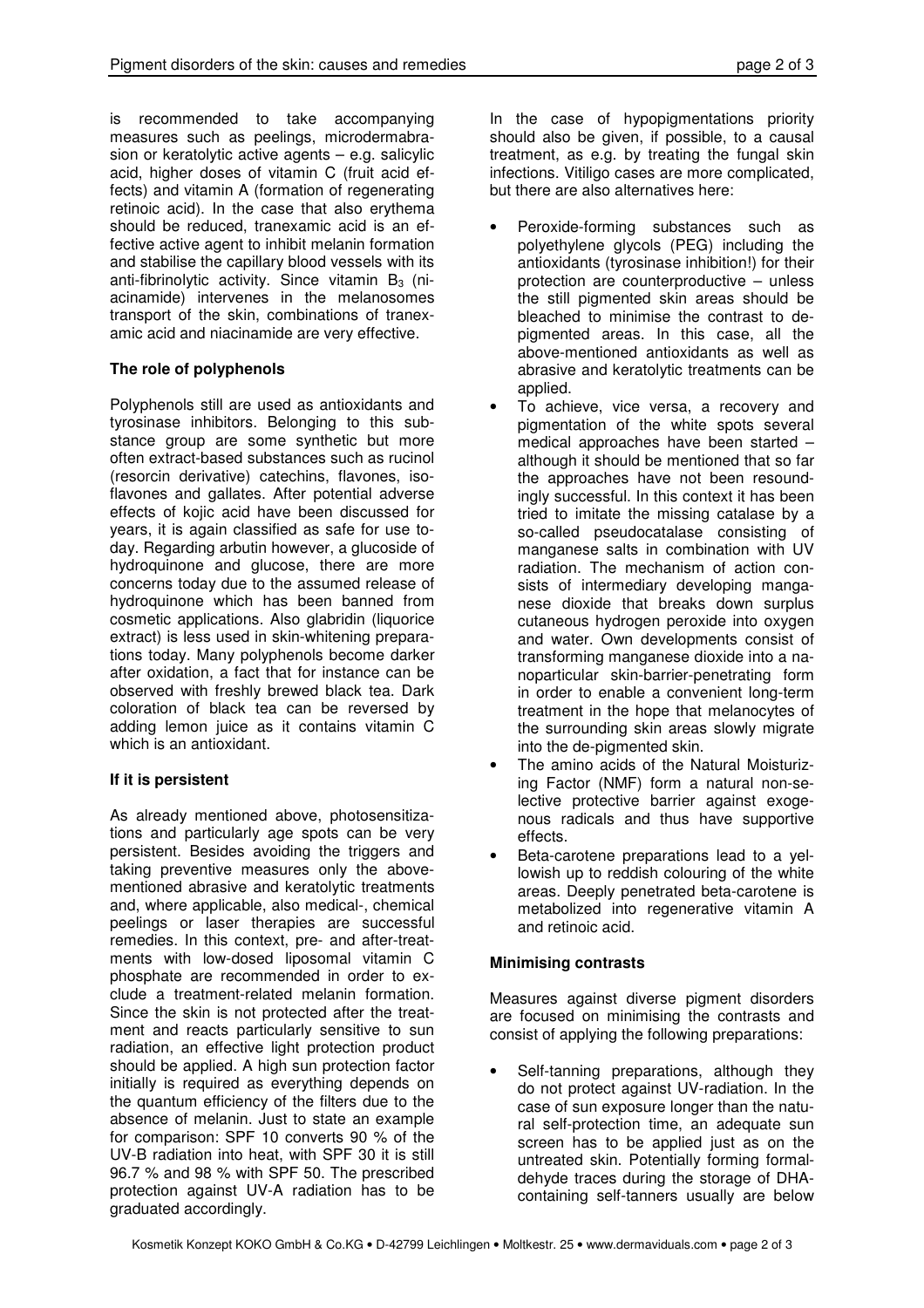is recommended to take accompanying measures such as peelings, microdermabrasion or keratolytic active agents – e.g. salicylic acid, higher doses of vitamin C (fruit acid effects) and vitamin A (formation of regenerating retinoic acid). In the case that also erythema should be reduced, tranexamic acid is an effective active agent to inhibit melanin formation and stabilise the capillary blood vessels with its anti-fibrinolytic activity. Since vitamin $B_3$ (niacinamide) intervenes in the melanosomes transport of the skin, combinations of tranexamic acid and niacinamide are very effective.

**The role of polyphenols**

Polyphenols still are used as antioxidants and tyrosinase inhibitors. Belonging to this substance group are some synthetic but more often extract-based substances such as rucinol (resorcin derivative) catechins, flavones, isoflavones and gallates. After potential adverse effects of kojic acid have been discussed for years, it is again classified as safe for use today. Regarding arbutin however, a glucoside of hydroquinone and glucose, there are more concerns today due to the assumed release of hydroquinone which has been banned from cosmetic applications. Also glabridin (liquorice extract) is less used in skin-whitening preparations today. Many polyphenols become darker after oxidation, a fact that for instance can be observed with freshly brewed black tea. Dark coloration of black tea can be reversed by adding lemon juice as it contains vitamin C which is an antioxidant.

**If it is persistent**

As already mentioned above, photosensitizations and particularly age spots can be very persistent. Besides avoiding the triggers and taking preventive measures only the above-mentioned abrasive and keratolytic treatments and, where applicable, also medical-, chemical peelings or laser therapies are successful remedies. In this context, pre- and after-treatments with low-dosed liposomal vitamin C phosphate are recommended in order to exclude a treatment-related melanin formation. Since the skin is not protected after the treatment and reacts particularly sensitive to sun radiation, an effective light protection product should be applied. A high sun protection factor initially is required as everything depends on the quantum efficiency of the filters due to the absence of melanin. Just to state an example for comparison: SPF 10 converts 90 % of the UV-B radiation into heat, with SPF 30 it is still 96.7 % and 98 % with SPF 50. The prescribed protection against UV-A radiation has to be graduated accordingly.

In the case of hypopigmentations priority should also be given, if possible, to a causal treatment, as e.g. by treating the fungal skin infections. Vitiligo cases are more complicated, but there are also alternatives here:

- Peroxide-forming substances such as polyethylene glycols (PEG) including the antioxidants (tyrosinase inhibition!) for their protection are counterproductive – unless the still pigmented skin areas should be bleached to minimise the contrast to de-pigmented areas. In this case, all the above-mentioned antioxidants as well as abrasive and keratolytic treatments can be applied.
- To achieve, vice versa, a recovery and pigmentation of the white spots several medical approaches have been started – although it should be mentioned that so far the approaches have not been resoundingly successful. In this context it has been tried to imitate the missing catalase by a so-called pseudocatalase consisting of manganese salts in combination with UV radiation. The mechanism of action consists of intermediary developing manganese dioxide that breaks down surplus cutaneous hydrogen peroxide into oxygen and water. Own developments consist of transforming manganese dioxide into a nanoparticular skin-barrier-penetrating form in order to enable a convenient long-term treatment in the hope that melanocytes of the surrounding skin areas slowly migrate into the de-pigmented skin.
- The amino acids of the Natural Moisturizing Factor (NMF) form a natural non-selective protective barrier against exogenous radicals and thus have supportive effects.
- Beta-carotene preparations lead to a yellowish up to reddish colouring of the white areas. Deeply penetrated beta-carotene is metabolized into regenerative vitamin A and retinoic acid.

**Minimising contrasts**

Measures against diverse pigment disorders are focused on minimising the contrasts and consist of applying the following preparations:

- Self-tanning preparations, although they do not protect against UV-radiation. In the case of sun exposure longer than the natural self-protection time, an adequate sun screen has to be applied just as on the untreated skin. Potentially forming formaldehyde traces during the storage of DHA-containing self-tanners usually are below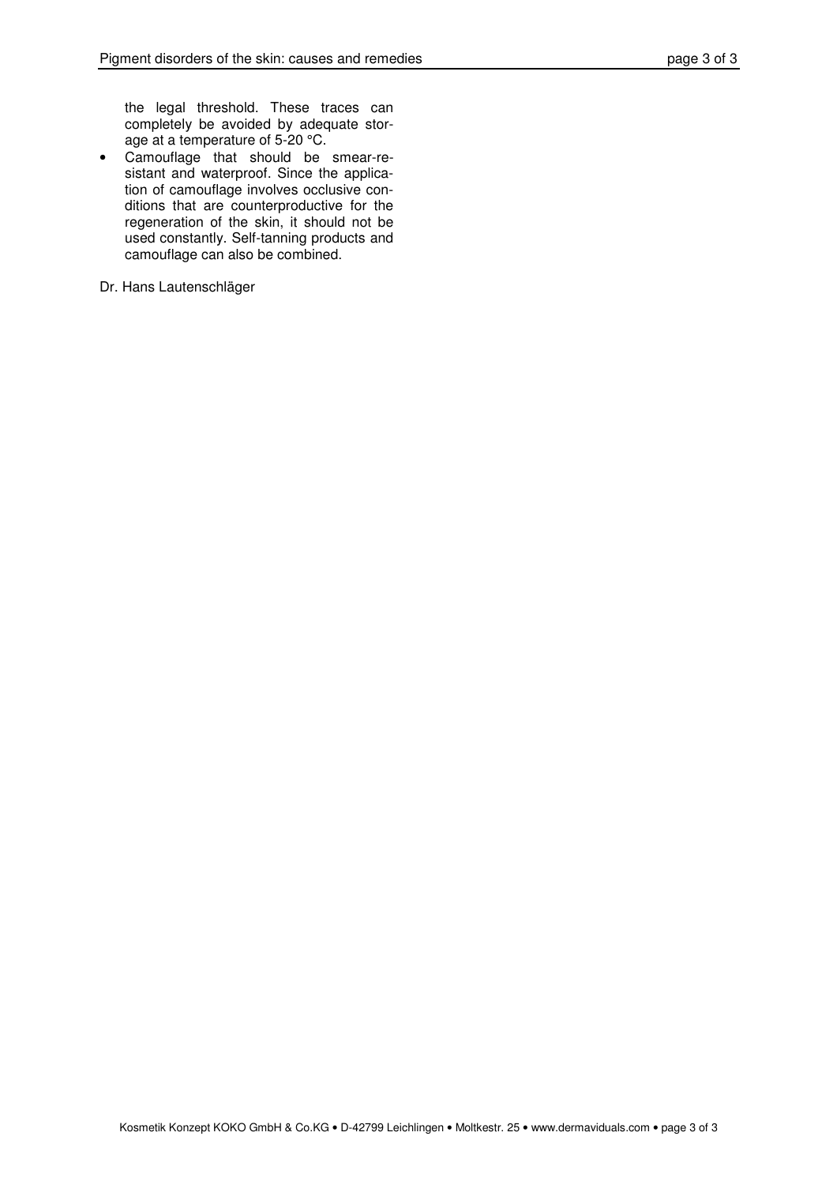the legal threshold. These traces can completely be avoided by adequate storage at a temperature of 5-20 °C.

- Camouflage that should be smear-resistant and waterproof. Since the application of camouflage involves occlusive conditions that are counterproductive for the regeneration of the skin, it should not be used constantly. Self-tanning products and camouflage can also be combined.

Dr. Hans Lautenschläger